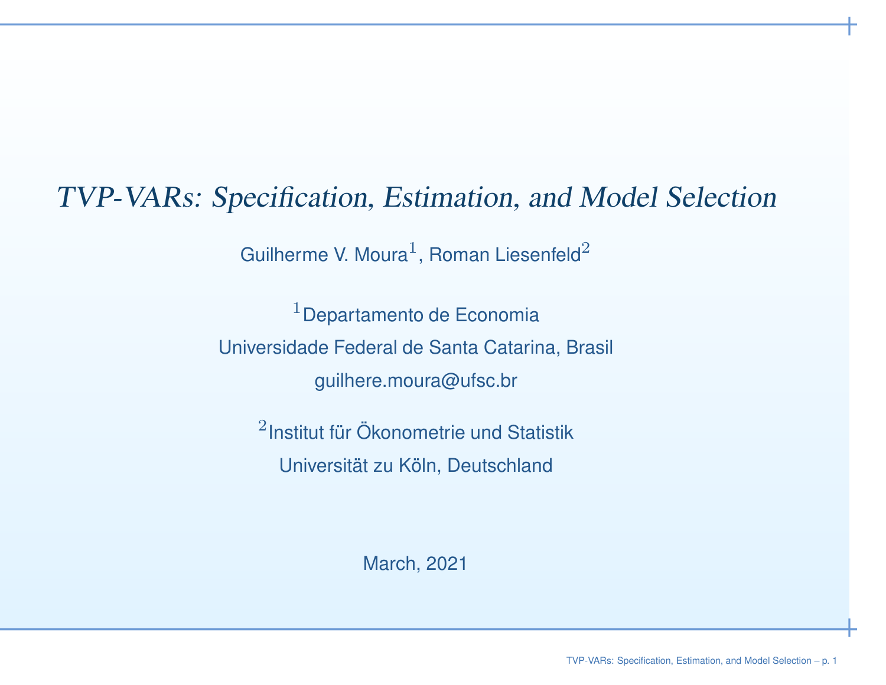# TVP-VARs: Specification, Estimation, and Model Selection

Guilherme V. Moura[1], Roman Liesenfeld[2]

[1]Departamento de Economia

Universidade Federal de Santa Catarina, Brasil

guilhere.moura@ufsc.br

[2]Institut für Ökonometrie und Statistik

Universität zu Köln, Deutschland

March, 2021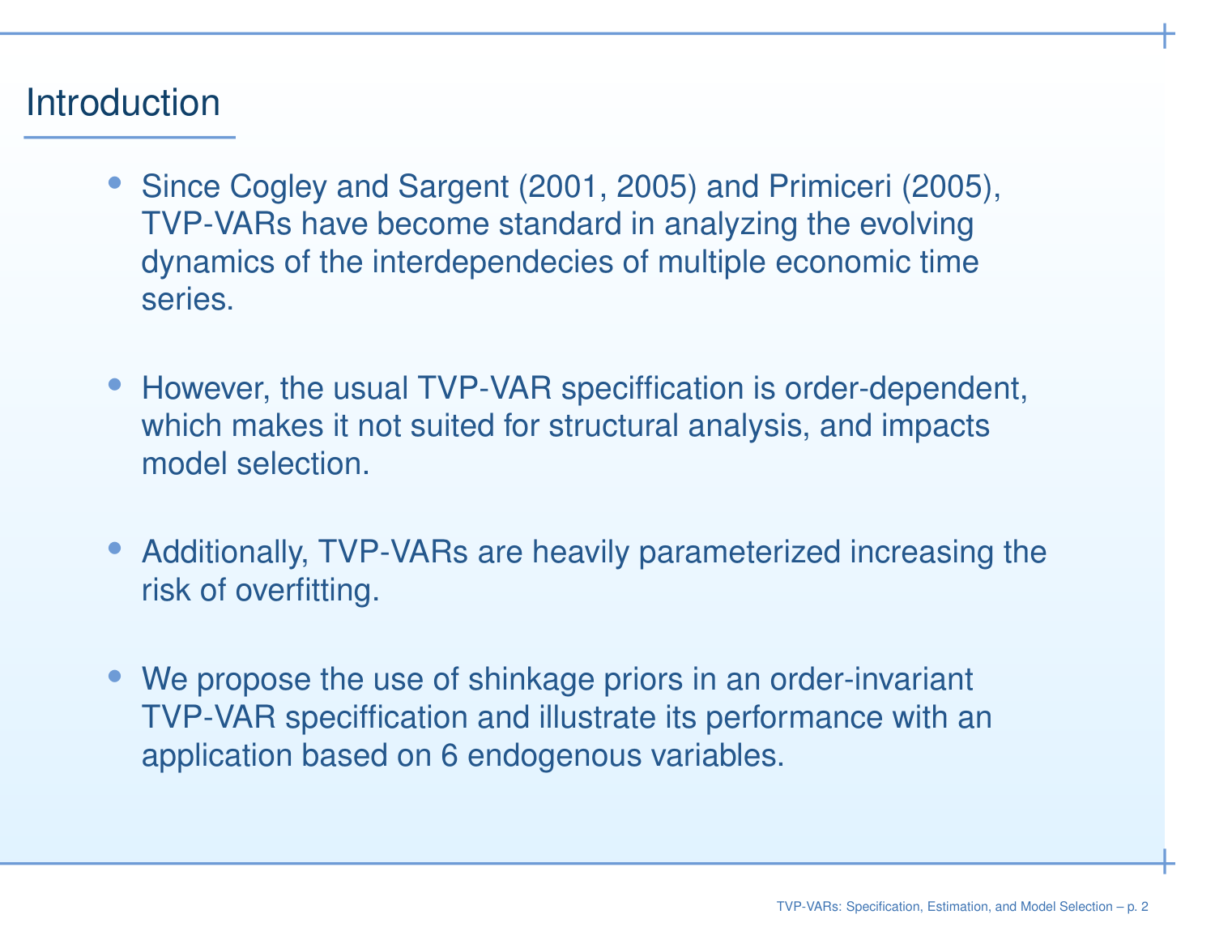## Introduction

- Since Cogley and Sargent (2001, 2005) and Primiceri (2005), TVP-VARs have become standard in analyzing the evolving dynamics of the interdependecies of multiple economic time series.
- However, the usual TVP-VAR speciffication is order-dependent, which makes it not suited for structural analysis, and impacts model selection.
- Additionally, TVP-VARs are heavily parameterized increasing the risk of overfitting.
- We propose the use of shinkage priors in an order-invariant TVP-VAR speciffication and illustrate its performance with an application based on 6 endogenous variables.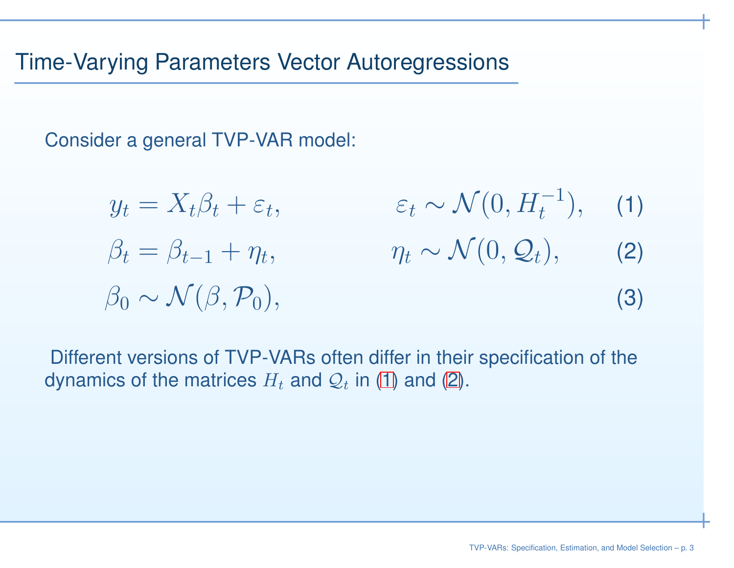# Time-Varying Parameters Vector Autoregressions

Consider a general TVP-VAR model:

$$y_t = X_t \beta_t + \varepsilon_t, \qquad \varepsilon_t \sim \mathcal{N}(0, H_t^{-1}), \tag{1}$$

$$\beta_t = \beta_{t-1} + \eta_t, \qquad \eta_t \sim \mathcal{N}(0, \mathcal{Q}_t), \tag{2}$$

$$\beta_0 \sim \mathcal{N}(\beta, \mathcal{P}_0), \tag{3}$$

Different versions of TVP-VARs often differ in their specification of the dynamics of the matrices $H_t$ and $\mathcal{Q}_t$ in (1) and (2).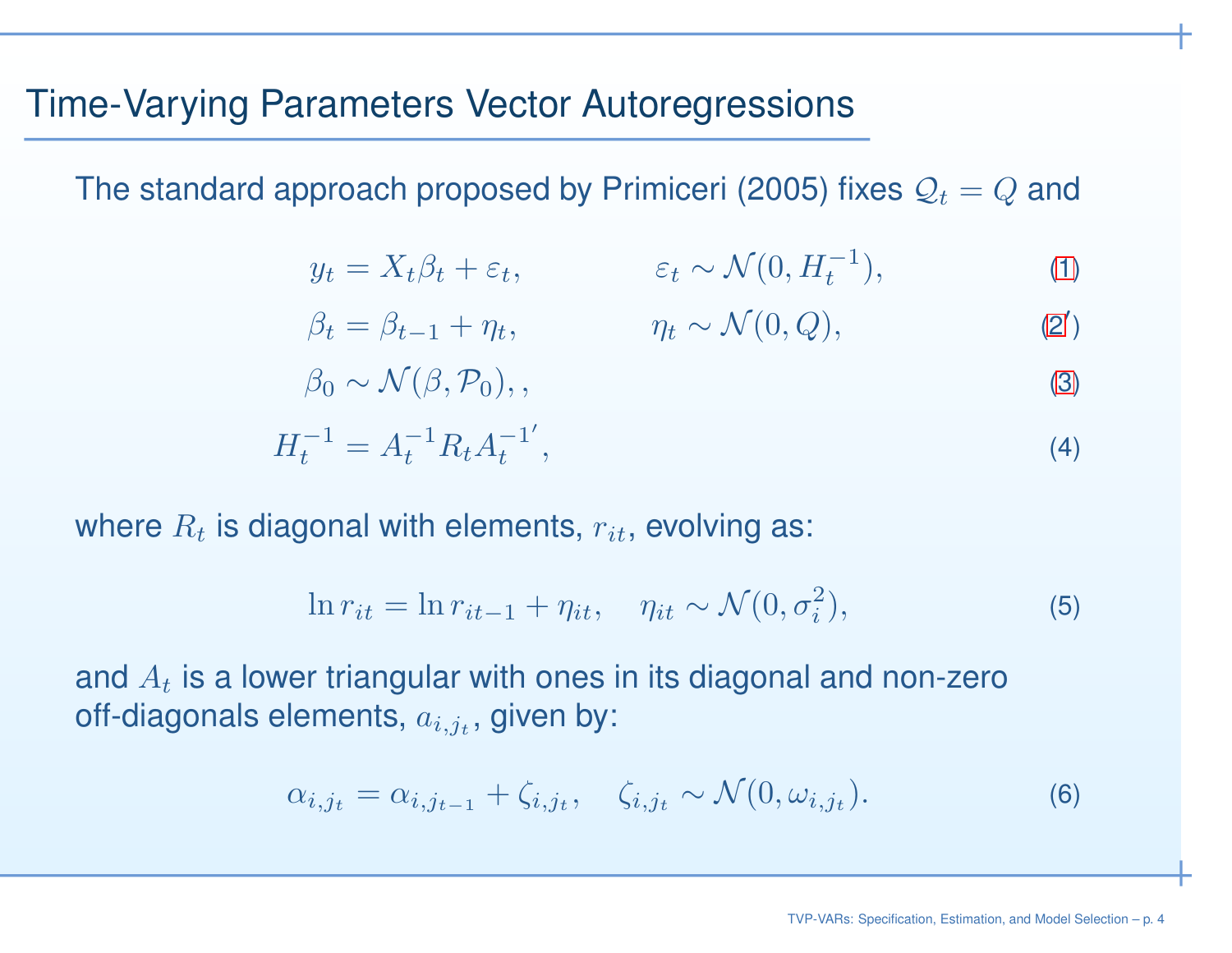# Time-Varying Parameters Vector Autoregressions

The standard approach proposed by Primiceri (2005) fixes $\mathcal{Q}_t = Q$ and

$$y_t = X_t \beta_t + \varepsilon_t, \qquad \varepsilon_t \sim \mathcal{N}(0, H_t^{-1}), \tag{1}$$

$$\beta_t = \beta_{t-1} + \eta_t, \qquad \eta_t \sim \mathcal{N}(0, Q), \tag{2'}$$

$$\beta_0 \sim \mathcal{N}(\beta, \mathcal{P}_0), , \tag{3}$$

$$H_t^{-1} = A_t^{-1} R_t A_t^{-1'}, \tag{4}$$

where $R_t$ is diagonal with elements, $r_{it}$, evolving as:

$$\ln r_{it} = \ln r_{it-1} + \eta_{it}, \quad \eta_{it} \sim \mathcal{N}(0, \sigma_i^2), \tag{5}$$

and $A_t$ is a lower triangular with ones in its diagonal and non-zero off-diagonals elements, $a_{i,j_t}$, given by:

$$\alpha_{i,j_t} = \alpha_{i,j_{t-1}} + \zeta_{i,j_t}, \quad \zeta_{i,j_t} \sim \mathcal{N}(0, \omega_{i,j_t}). \tag{6}$$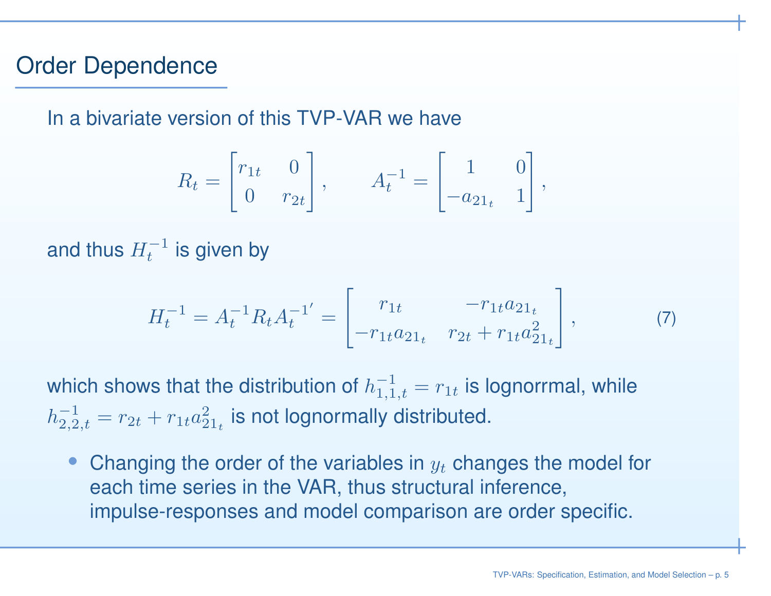## Order Dependence

In a bivariate version of this TVP-VAR we have

$$R_t = \begin{bmatrix} r_{1t} & 0 \\ 0 & r_{2t} \end{bmatrix}, \qquad A_t^{-1} = \begin{bmatrix} 1 & 0 \\ -a_{21_t} & 1 \end{bmatrix},$$

and thus $H_t^{-1}$ is given by

$$H_t^{-1} = A_t^{-1} R_t A_t^{-1'} = \begin{bmatrix} r_{1t} & -r_{1t}a_{21_t} \\ -r_{1t}a_{21_t} & r_{2t} + r_{1t}a_{21_t}^2 \end{bmatrix}, \tag{7}$$

which shows that the distribution of $h_{1,1,t}^{-1} = r_{1t}$ is lognorrmal, while $h_{2,2,t}^{-1} = r_{2t} + r_{1t}a_{21_t}^2$ is not lognormally distributed.

- Changing the order of the variables in $y_t$ changes the model for each time series in the VAR, thus structural inference, impulse-responses and model comparison are order specific.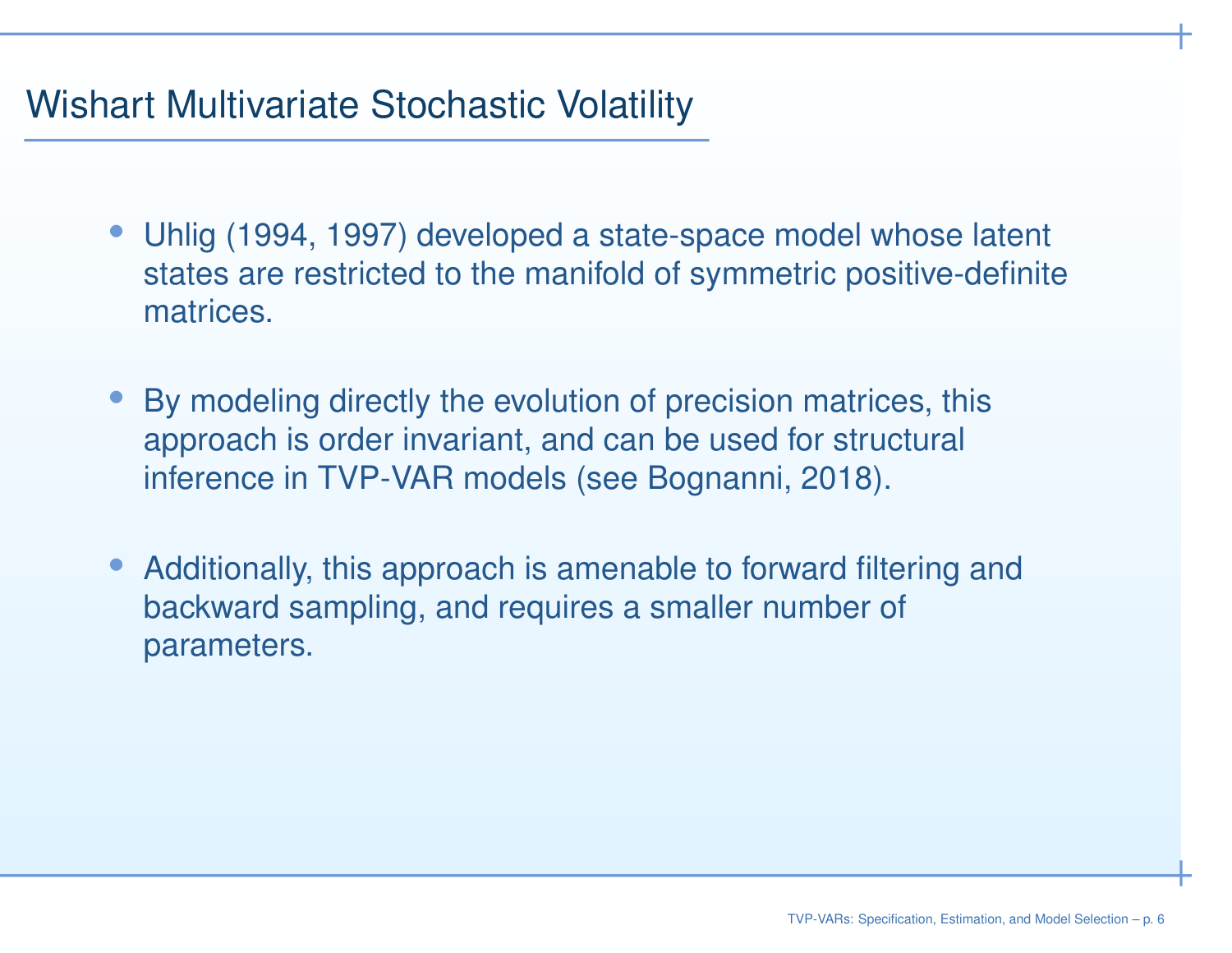# Wishart Multivariate Stochastic Volatility

- Uhlig (1994, 1997) developed a state-space model whose latent states are restricted to the manifold of symmetric positive-definite matrices.

- By modeling directly the evolution of precision matrices, this approach is order invariant, and can be used for structural inference in TVP-VAR models (see Bognanni, 2018).

- Additionally, this approach is amenable to forward filtering and backward sampling, and requires a smaller number of parameters.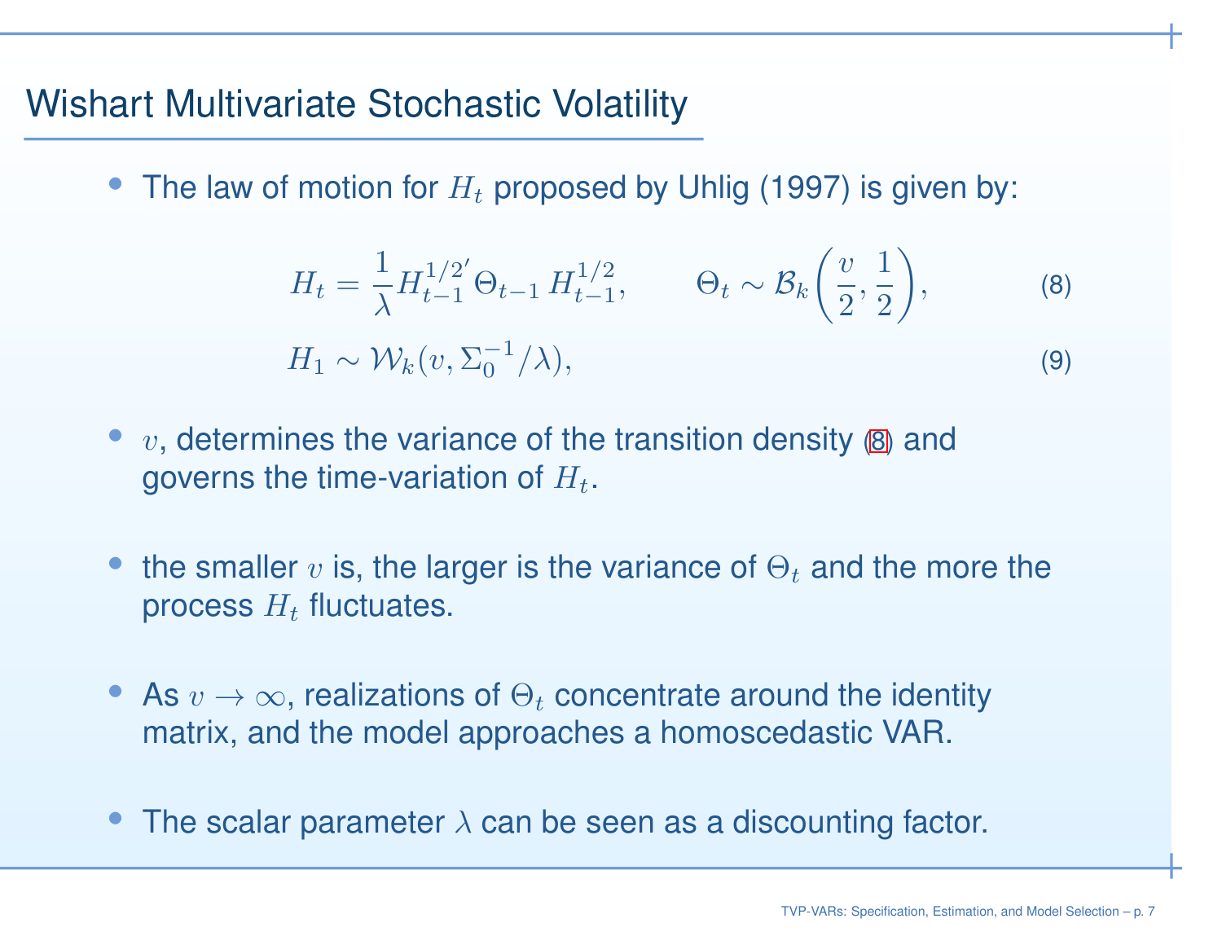## Wishart Multivariate Stochastic Volatility

- The law of motion for $H_t$ proposed by Uhlig (1997) is given by:

$$H_t = \frac{1}{\lambda} H_{t-1}^{1/2'} \Theta_{t-1} \, H_{t-1}^{1/2}, \qquad \Theta_t \sim \mathcal{B}_k\left(\frac{v}{2}, \frac{1}{2}\right), \tag{8}$$

$$H_1 \sim \mathcal{W}_k(v, \Sigma_0^{-1}/\lambda), \tag{9}$$

- $v$, determines the variance of the transition density (8) and governs the time-variation of $H_t$.

- the smaller $v$ is, the larger is the variance of $\Theta_t$ and the more the process $H_t$ fluctuates.

- As $v \to \infty$, realizations of $\Theta_t$ concentrate around the identity matrix, and the model approaches a homoscedastic VAR.

- The scalar parameter $\lambda$ can be seen as a discounting factor.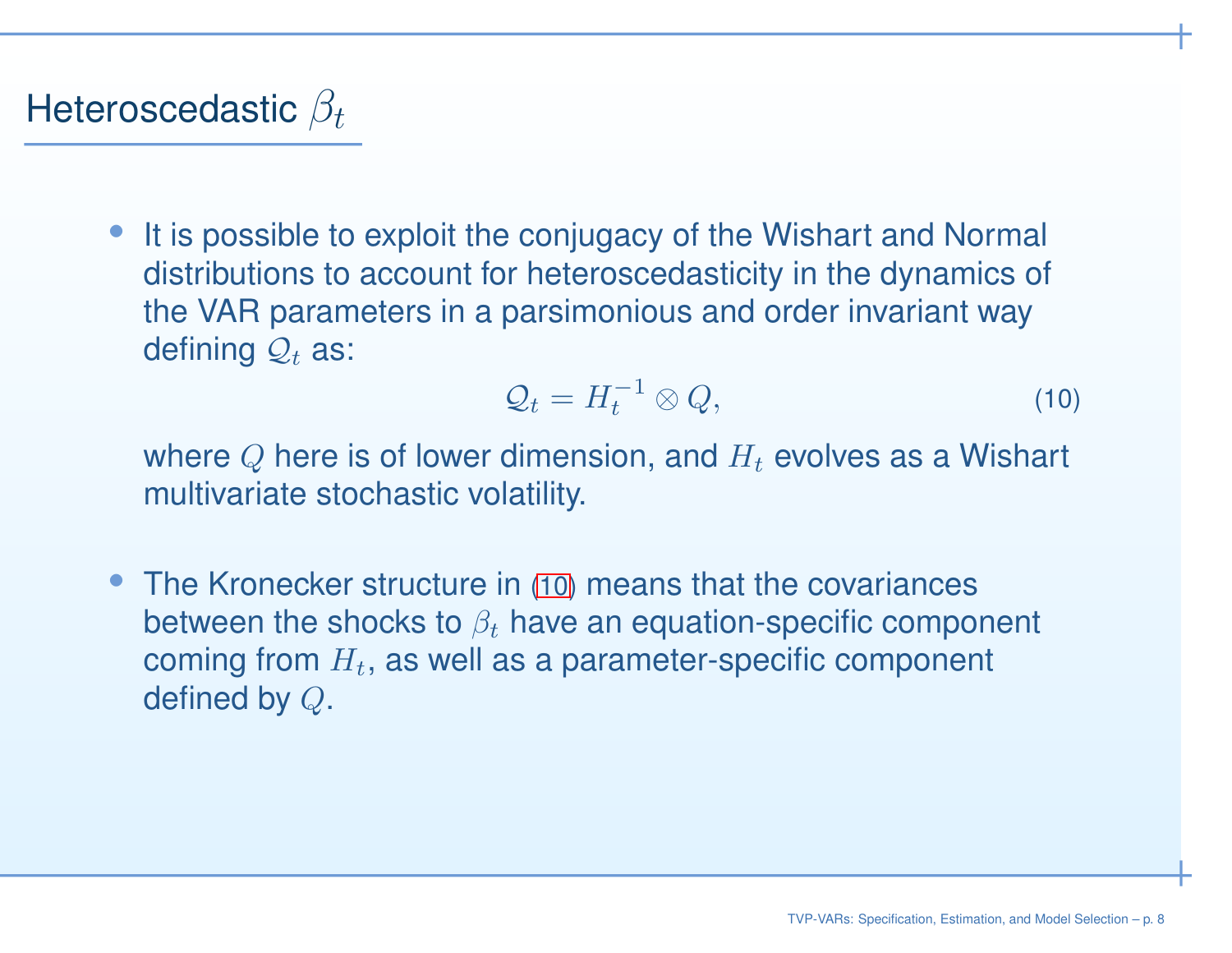# Heteroscedastic $\beta_t$

- It is possible to exploit the conjugacy of the Wishart and Normal distributions to account for heteroscedasticity in the dynamics of the VAR parameters in a parsimonious and order invariant way defining $\mathcal{Q}_t$ as:

$$\mathcal{Q}_t = H_t^{-1} \otimes Q, \tag{10}$$

  where $Q$ here is of lower dimension, and $H_t$ evolves as a Wishart multivariate stochastic volatility.

- The Kronecker structure in (10) means that the covariances between the shocks to $\beta_t$ have an equation-specific component coming from $H_t$, as well as a parameter-specific component defined by $Q$.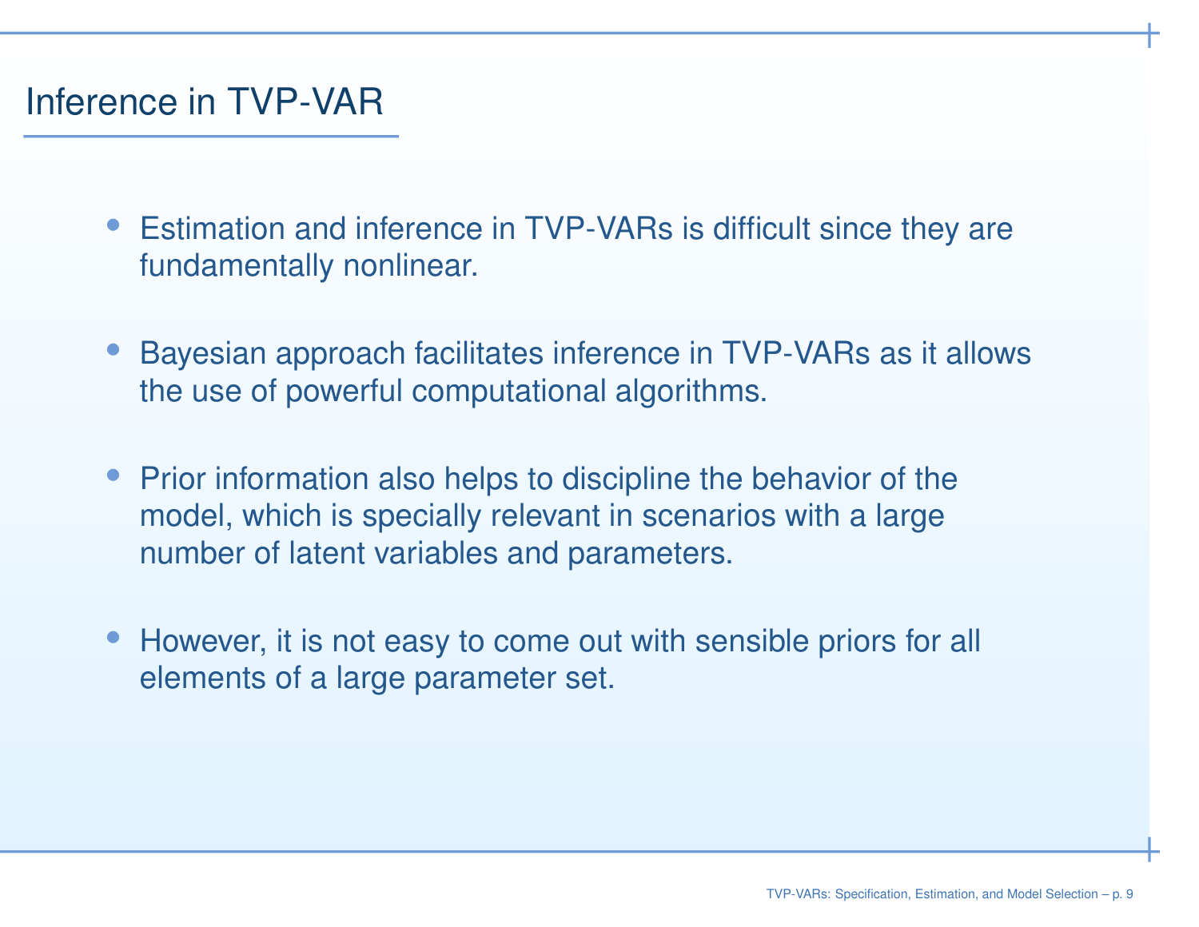## Inference in TVP-VAR

- Estimation and inference in TVP-VARs is difficult since they are fundamentally nonlinear.
- Bayesian approach facilitates inference in TVP-VARs as it allows the use of powerful computational algorithms.
- Prior information also helps to discipline the behavior of the model, which is specially relevant in scenarios with a large number of latent variables and parameters.
- However, it is not easy to come out with sensible priors for all elements of a large parameter set.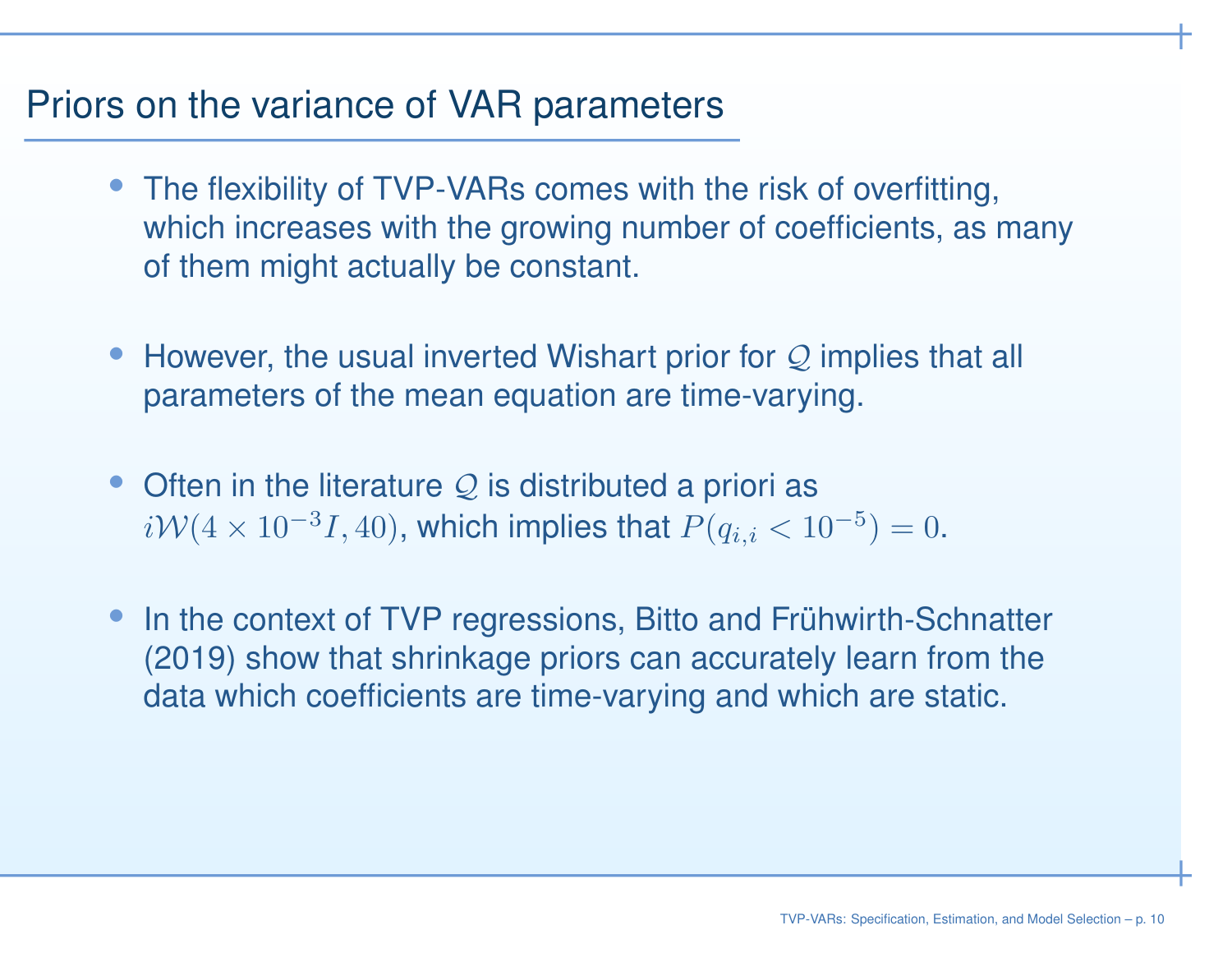## Priors on the variance of VAR parameters

- The flexibility of TVP-VARs comes with the risk of overfitting, which increases with the growing number of coefficients, as many of them might actually be constant.

- However, the usual inverted Wishart prior for $\mathcal{Q}$ implies that all parameters of the mean equation are time-varying.

- Often in the literature $\mathcal{Q}$ is distributed a priori as $i\mathcal{W}(4 \times 10^{-3} I, 40)$, which implies that $P(q_{i,i} < 10^{-5}) = 0$.

- In the context of TVP regressions, Bitto and Frühwirth-Schnatter (2019) show that shrinkage priors can accurately learn from the data which coefficients are time-varying and which are static.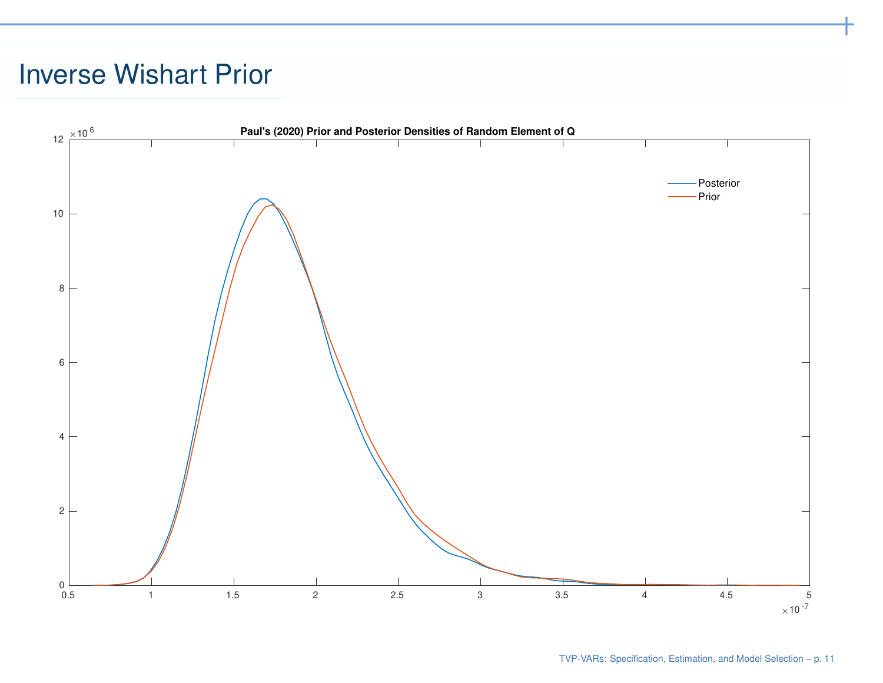# Inverse Wishart Prior

**Paul's (2020) Prior and Posterior Densities of Random Element of Q**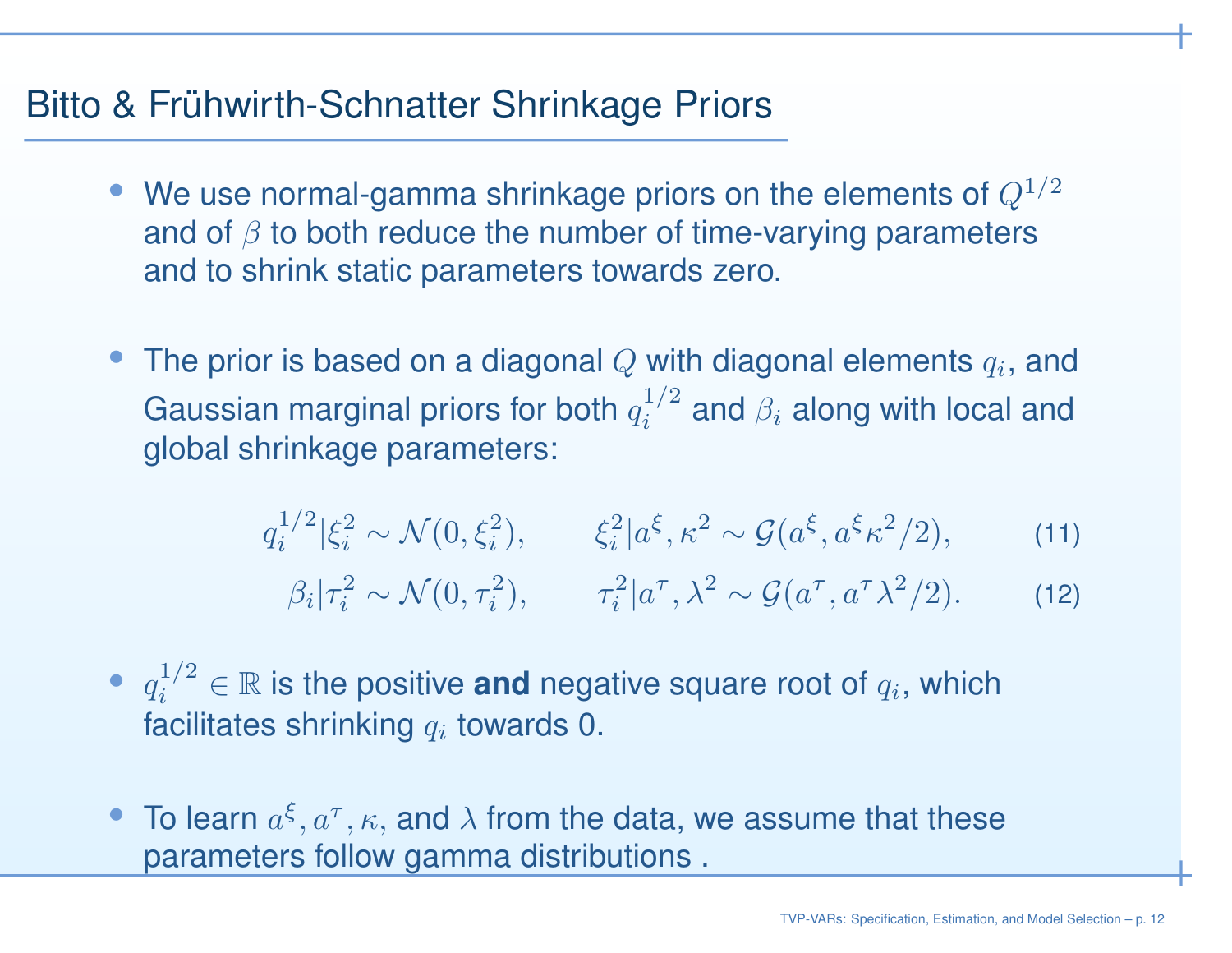## Bitto & Frühwirth-Schnatter Shrinkage Priors

- We use normal-gamma shrinkage priors on the elements of $Q^{1/2}$ and of $\beta$ to both reduce the number of time-varying parameters and to shrink static parameters towards zero.

- The prior is based on a diagonal $Q$ with diagonal elements $q_i$, and Gaussian marginal priors for both $q_i^{1/2}$ and $\beta_i$ along with local and global shrinkage parameters:

$$q_i^{1/2}|\xi_i^2 \sim \mathcal{N}(0, \xi_i^2), \qquad \xi_i^2|a^\xi, \kappa^2 \sim \mathcal{G}(a^\xi, a^\xi \kappa^2/2), \tag{11}$$

$$\beta_i|\tau_i^2 \sim \mathcal{N}(0, \tau_i^2), \qquad \tau_i^2|a^\tau, \lambda^2 \sim \mathcal{G}(a^\tau, a^\tau \lambda^2/2). \tag{12}$$

- $q_i^{1/2} \in \mathbb{R}$ is the positive **and** negative square root of $q_i$, which facilitates shrinking $q_i$ towards 0.

- To learn $a^\xi, a^\tau, \kappa$, and $\lambda$ from the data, we assume that these parameters follow gamma distributions .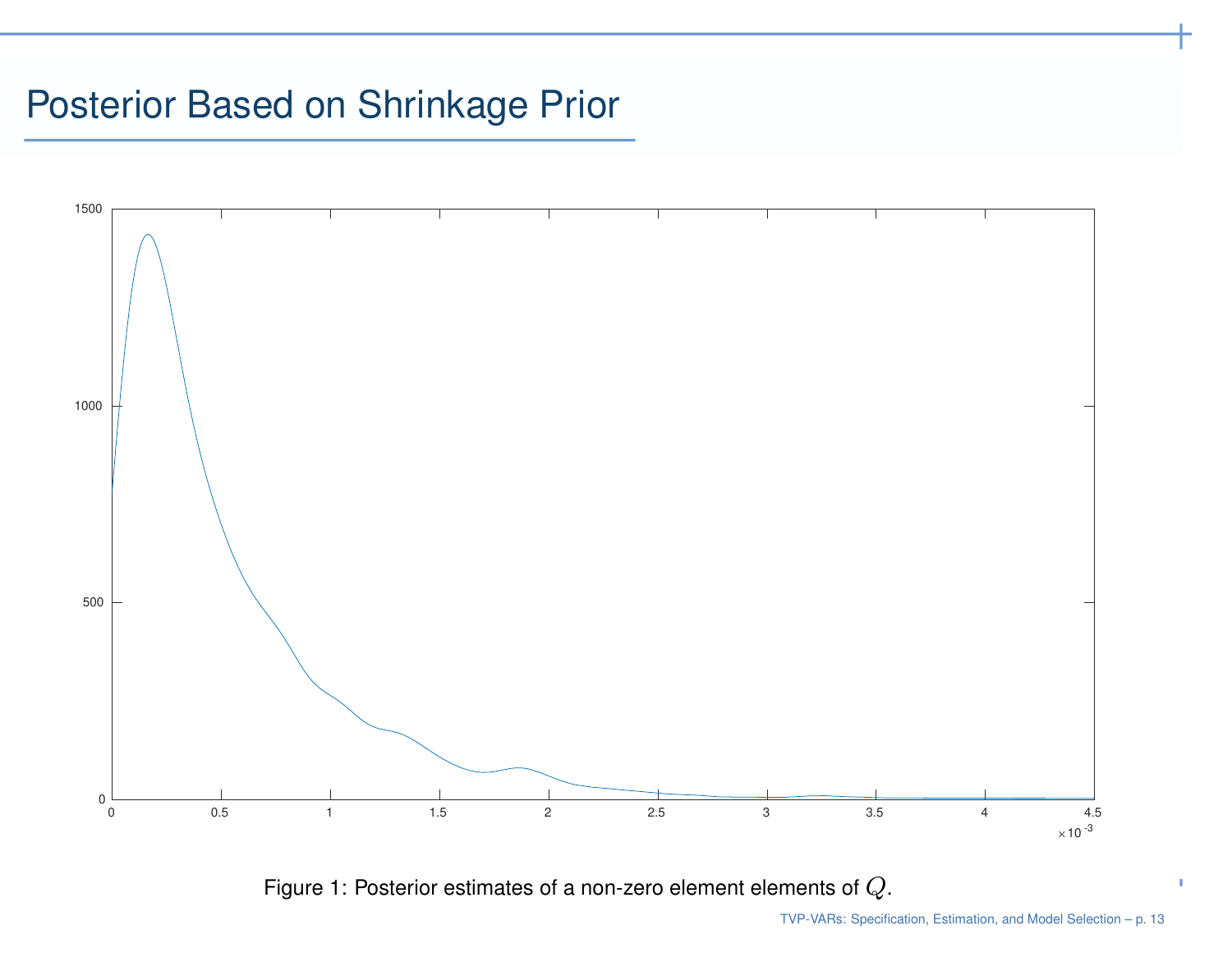# Posterior Based on Shrinkage Prior

Figure 1: Posterior estimates of a non-zero element elements of $Q$.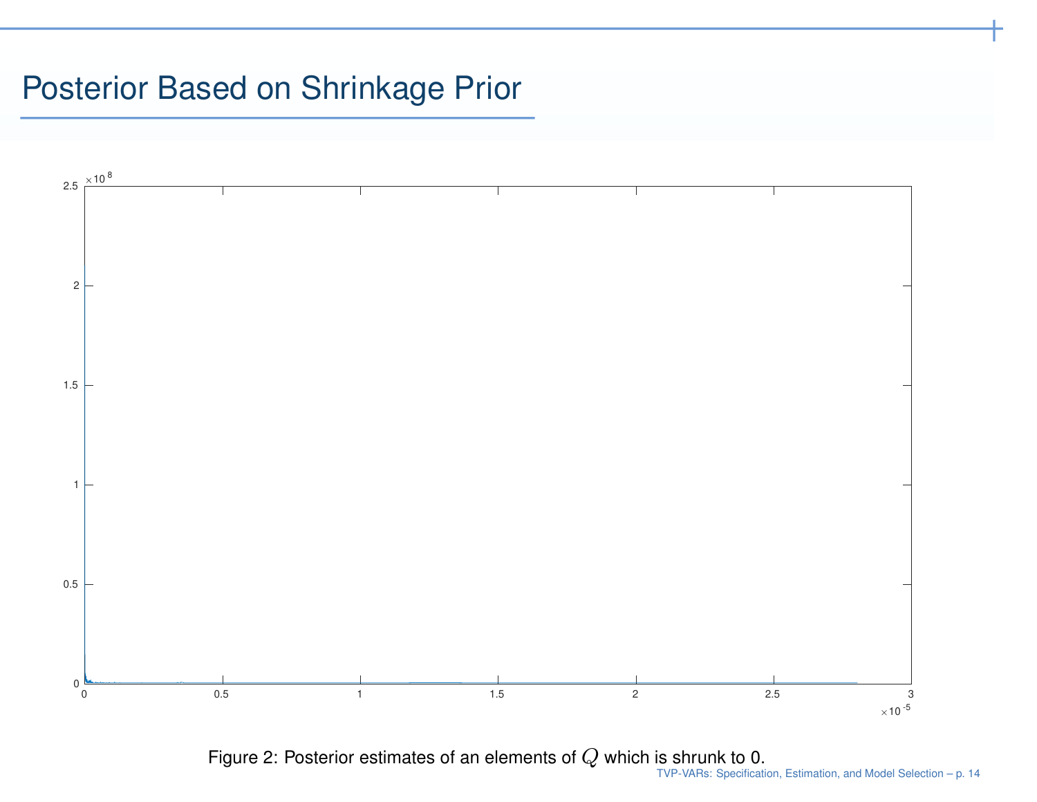# Posterior Based on Shrinkage Prior

Figure 2: Posterior estimates of an elements of $Q$ which is shrunk to 0.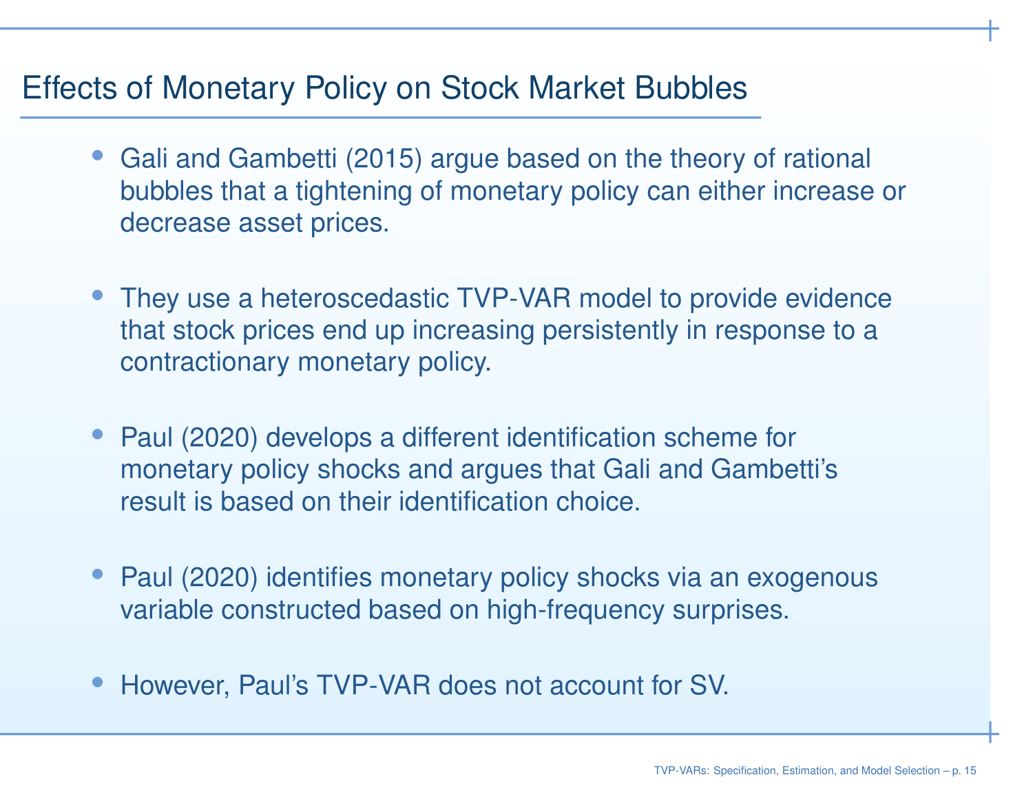# Effects of Monetary Policy on Stock Market Bubbles

- Gali and Gambetti (2015) argue based on the theory of rational bubbles that a tightening of monetary policy can either increase or decrease asset prices.

- They use a heteroscedastic TVP-VAR model to provide evidence that stock prices end up increasing persistently in response to a contractionary monetary policy.

- Paul (2020) develops a different identification scheme for monetary policy shocks and argues that Gali and Gambetti's result is based on their identification choice.

- Paul (2020) identifies monetary policy shocks via an exogenous variable constructed based on high-frequency surprises.

- However, Paul's TVP-VAR does not account for SV.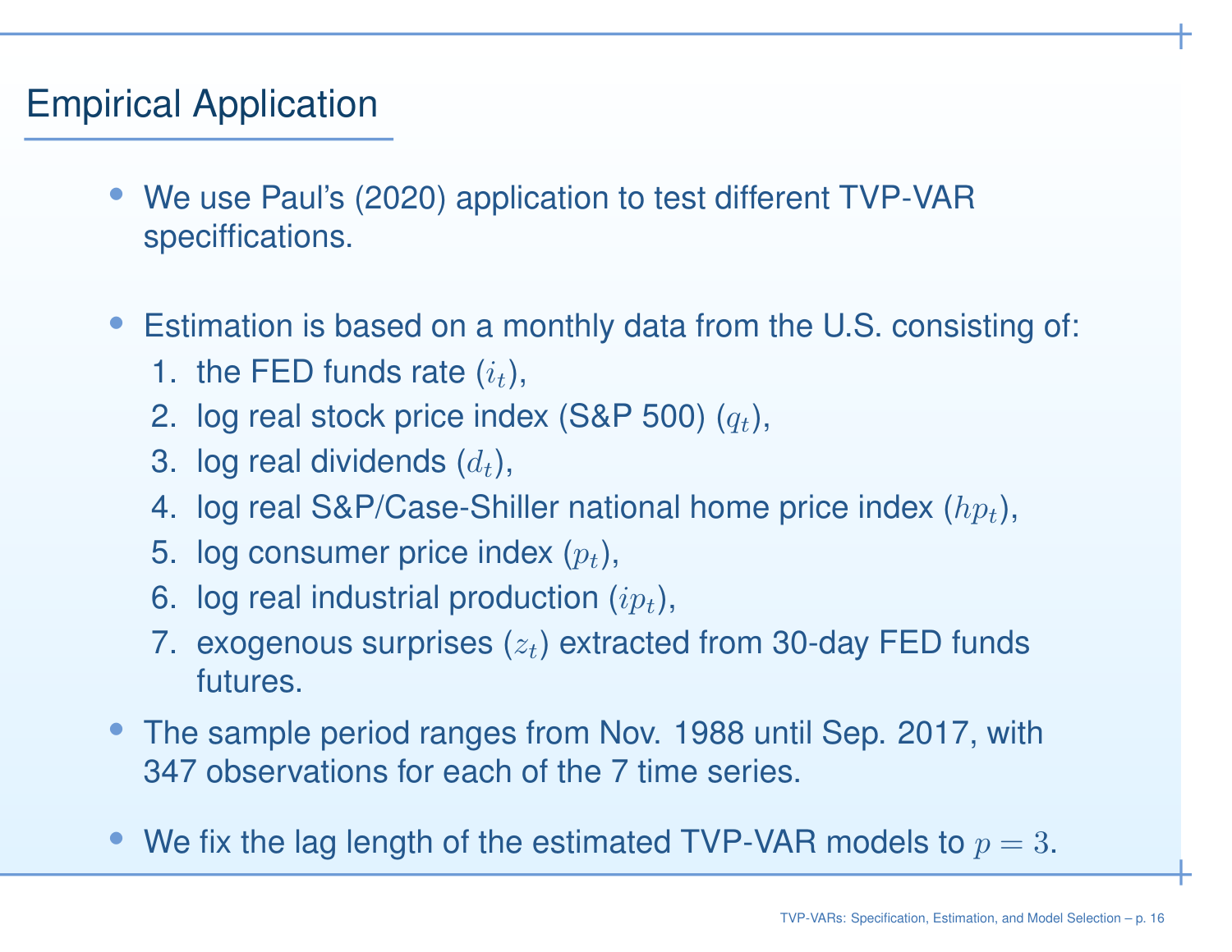# Empirical Application

- We use Paul's (2020) application to test different TVP-VAR speciffications.

- Estimation is based on a monthly data from the U.S. consisting of:
  1. the FED funds rate ($i_t$),
  2. log real stock price index (S&P 500) ($q_t$),
  3. log real dividends ($d_t$),
  4. log real S&P/Case-Shiller national home price index ($hp_t$),
  5. log consumer price index ($p_t$),
  6. log real industrial production ($ip_t$),
  7. exogenous surprises ($z_t$) extracted from 30-day FED funds futures.
- The sample period ranges from Nov. 1988 until Sep. 2017, with 347 observations for each of the 7 time series.

- We fix the lag length of the estimated TVP-VAR models to $p = 3$.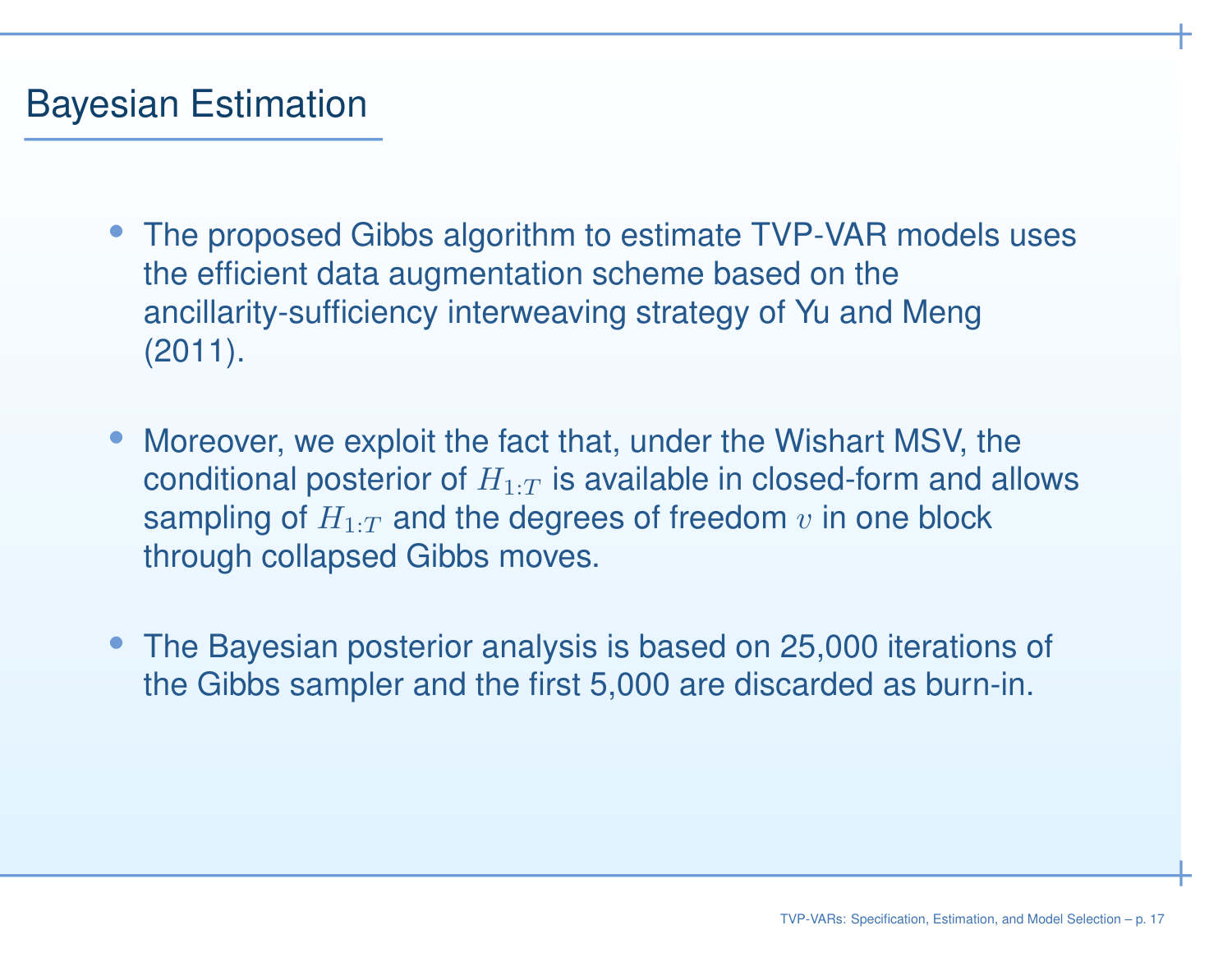## Bayesian Estimation

- The proposed Gibbs algorithm to estimate TVP-VAR models uses the efficient data augmentation scheme based on the ancillarity-sufficiency interweaving strategy of Yu and Meng (2011).

- Moreover, we exploit the fact that, under the Wishart MSV, the conditional posterior of $H_{1:T}$ is available in closed-form and allows sampling of $H_{1:T}$ and the degrees of freedom $v$ in one block through collapsed Gibbs moves.

- The Bayesian posterior analysis is based on 25,000 iterations of the Gibbs sampler and the first 5,000 are discarded as burn-in.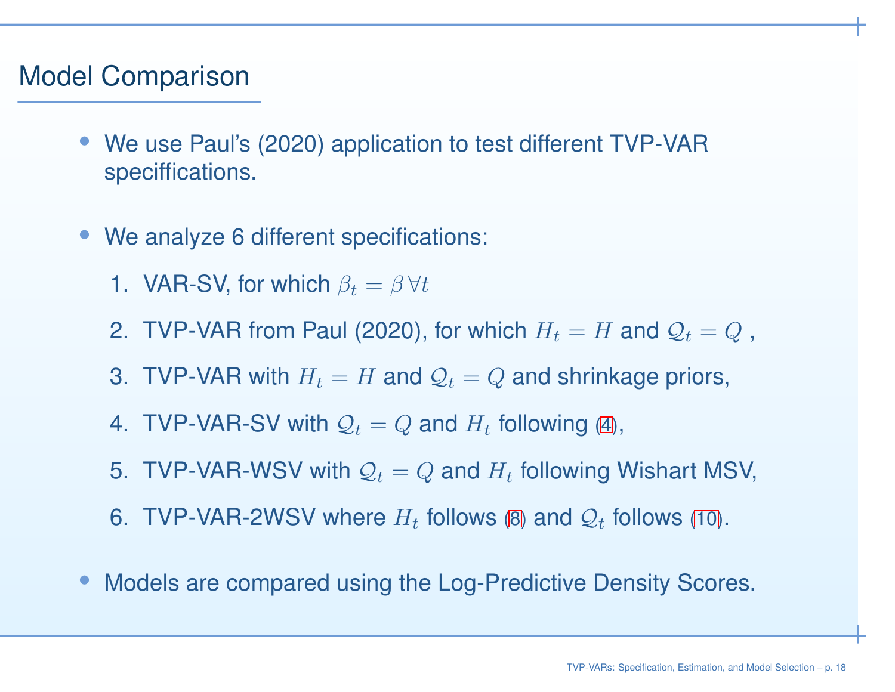## Model Comparison

- We use Paul's (2020) application to test different TVP-VAR speciffications.
- We analyze 6 different specifications:
  1. VAR-SV, for which $\beta_t = \beta \, \forall t$
  2. TVP-VAR from Paul (2020), for which $H_t = H$ and $\mathcal{Q}_t = Q$ ,
  3. TVP-VAR with $H_t = H$ and $\mathcal{Q}_t = Q$ and shrinkage priors,
  4. TVP-VAR-SV with $\mathcal{Q}_t = Q$ and $H_t$ following (4),
  5. TVP-VAR-WSV with $\mathcal{Q}_t = Q$ and $H_t$ following Wishart MSV,
  6. TVP-VAR-2WSV where $H_t$ follows (8) and $\mathcal{Q}_t$ follows (10).
- Models are compared using the Log-Predictive Density Scores.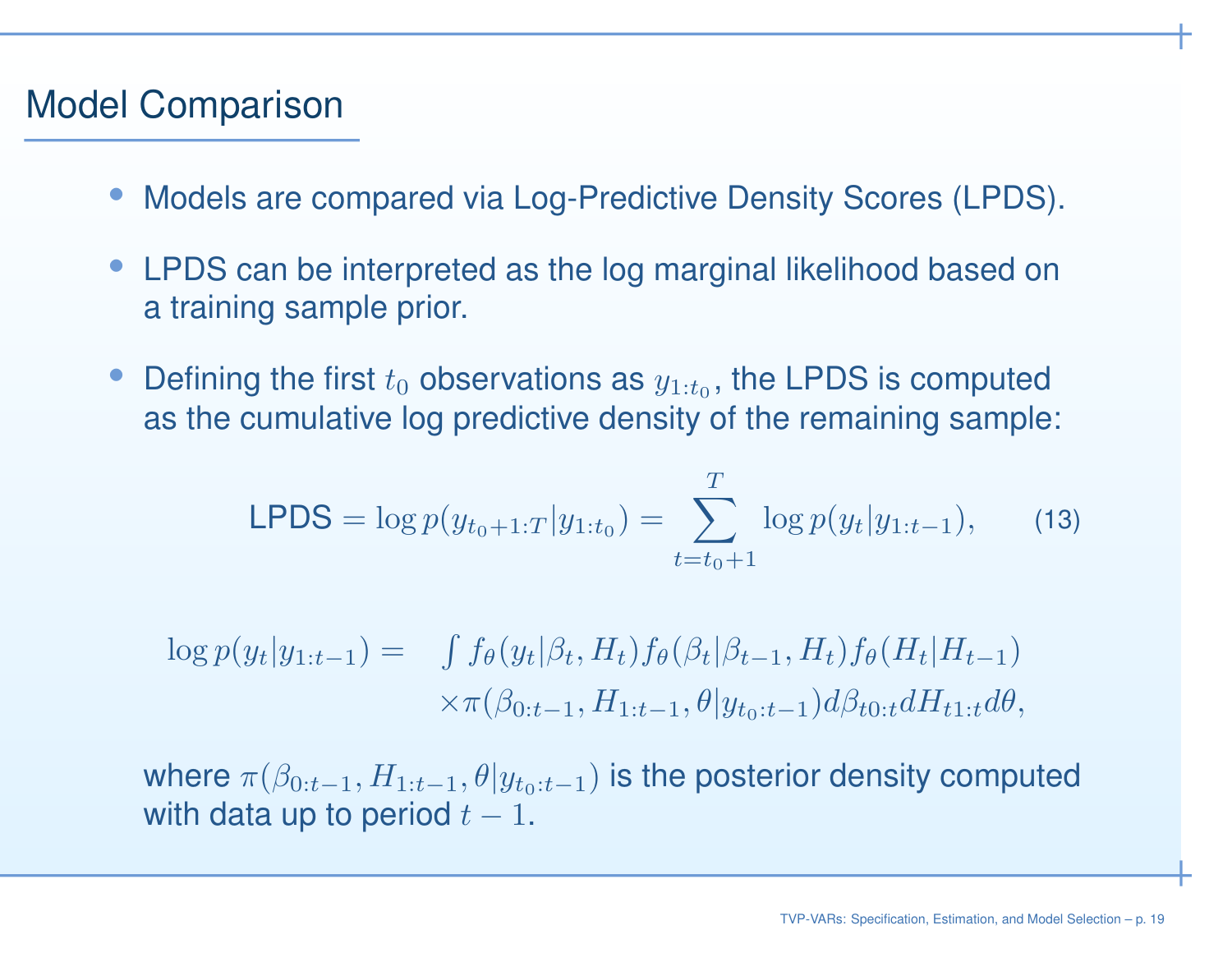# Model Comparison

- Models are compared via Log-Predictive Density Scores (LPDS).
- LPDS can be interpreted as the log marginal likelihood based on a training sample prior.
- Defining the first $t_0$ observations as $y_{1:t_0}$, the LPDS is computed as the cumulative log predictive density of the remaining sample:

$$\text{LPDS} = \log p(y_{t_0+1:T}|y_{1:t_0}) = \sum_{t=t_0+1}^{T} \log p(y_t|y_{1:t-1}), \qquad (13)$$

$$\begin{aligned}\log p(y_t|y_{1:t-1}) = \quad & \int f_\theta(y_t|\beta_t, H_t) f_\theta(\beta_t|\beta_{t-1}, H_t) f_\theta(H_t|H_{t-1}) \\ & \times \pi(\beta_{0:t-1}, H_{1:t-1}, \theta|y_{t_0:t-1}) d\beta_{t0:t} dH_{t1:t} d\theta,\end{aligned}$$

where $\pi(\beta_{0:t-1}, H_{1:t-1}, \theta|y_{t_0:t-1})$ is the posterior density computed with data up to period $t-1$.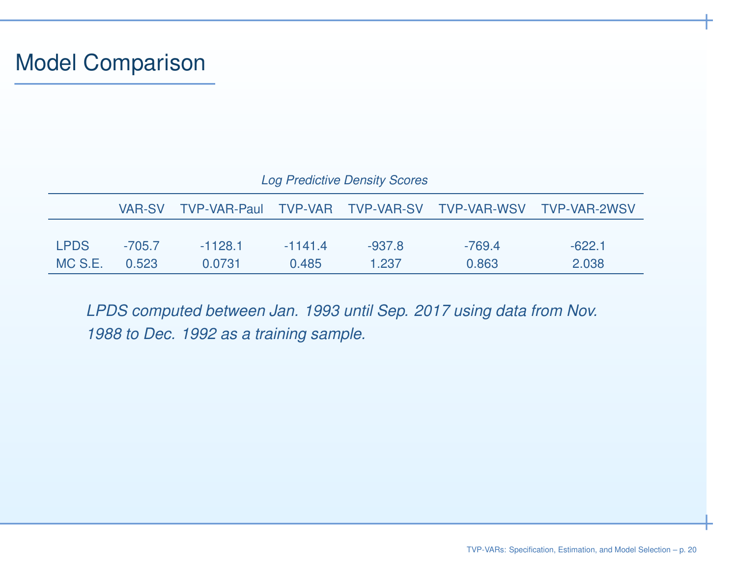# Model Comparison

*Log Predictive Density Scores*

| | VAR-SV | TVP-VAR-Paul | TVP-VAR | TVP-VAR-SV | TVP-VAR-WSV | TVP-VAR-2WSV |
|---|---|---|---|---|---|---|
| LPDS | -705.7 | -1128.1 | -1141.4 | -937.8 | -769.4 | -622.1 |
| MC S.E. | 0.523 | 0.0731 | 0.485 | 1.237 | 0.863 | 2.038 |

*LPDS computed between Jan. 1993 until Sep. 2017 using data from Nov. 1988 to Dec. 1992 as a training sample.*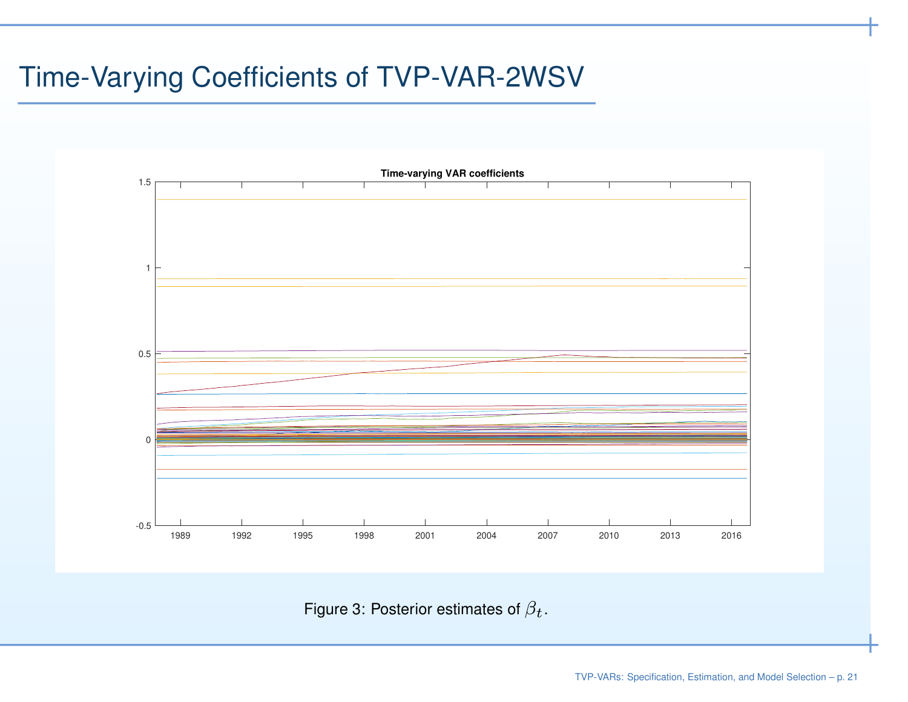# Time-Varying Coefficients of TVP-VAR-2WSV

Figure 3: Posterior estimates of $\beta_t$.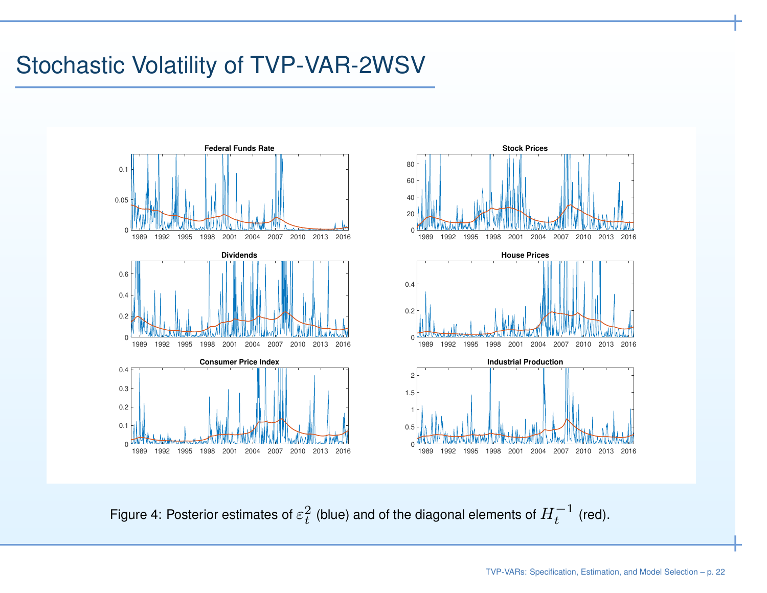# Stochastic Volatility of TVP-VAR-2WSV

Figure 4: Posterior estimates of $\varepsilon_t^2$ (blue) and of the diagonal elements of $H_t^{-1}$ (red).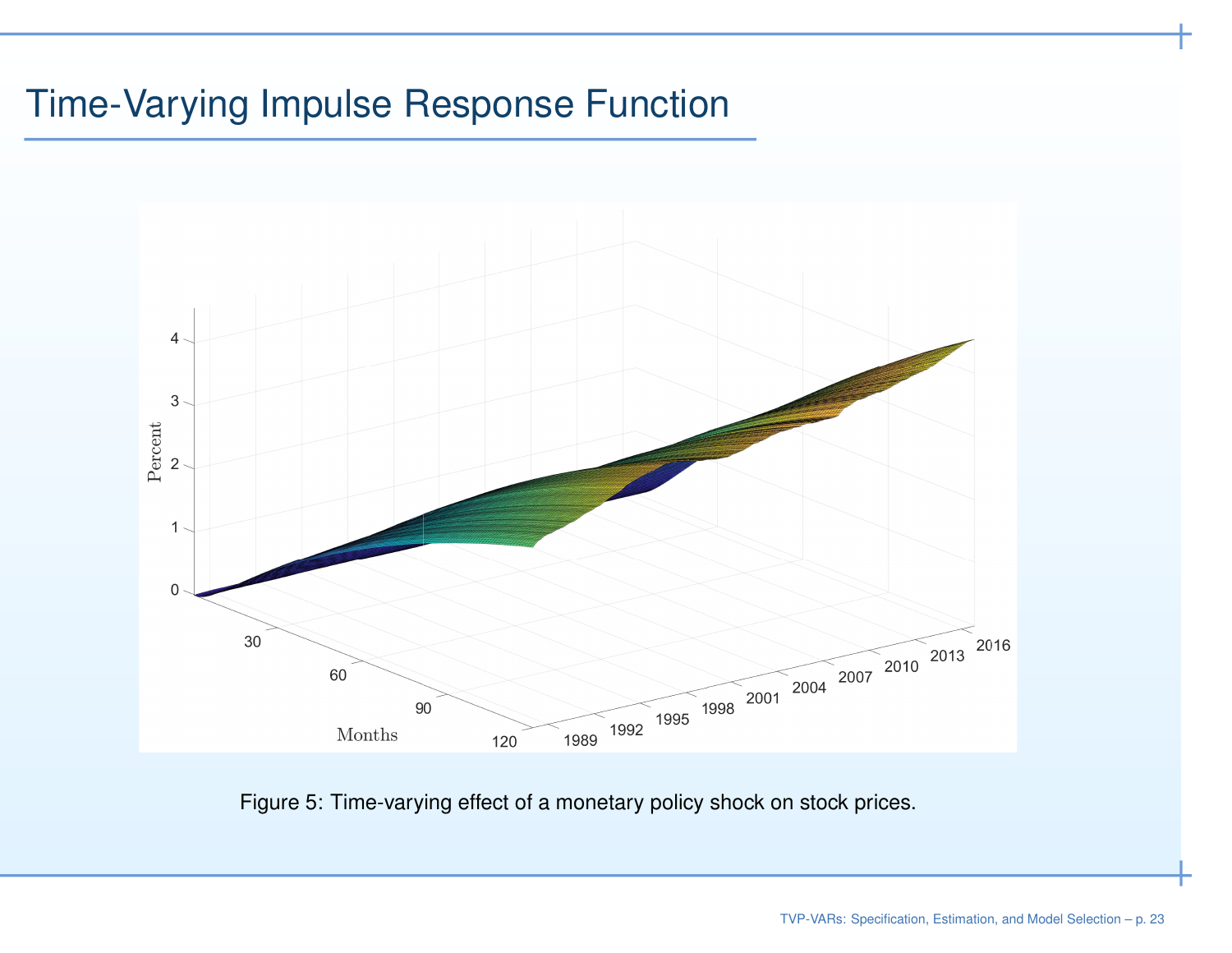# Time-Varying Impulse Response Function

Figure 5: Time-varying effect of a monetary policy shock on stock prices.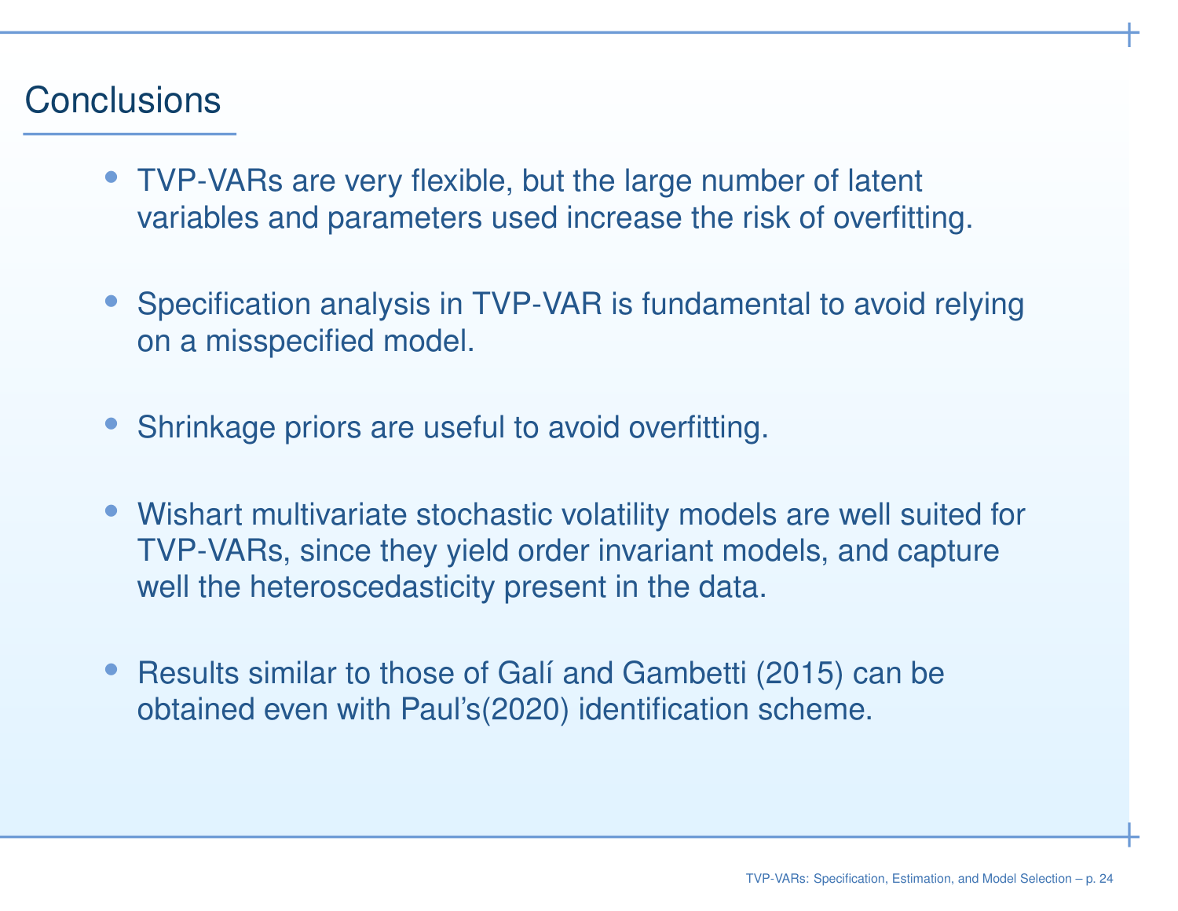## Conclusions

- TVP-VARs are very flexible, but the large number of latent variables and parameters used increase the risk of overfitting.
- Specification analysis in TVP-VAR is fundamental to avoid relying on a misspecified model.
- Shrinkage priors are useful to avoid overfitting.
- Wishart multivariate stochastic volatility models are well suited for TVP-VARs, since they yield order invariant models, and capture well the heteroscedasticity present in the data.
- Results similar to those of Galí and Gambetti (2015) can be obtained even with Paul’s(2020) identification scheme.